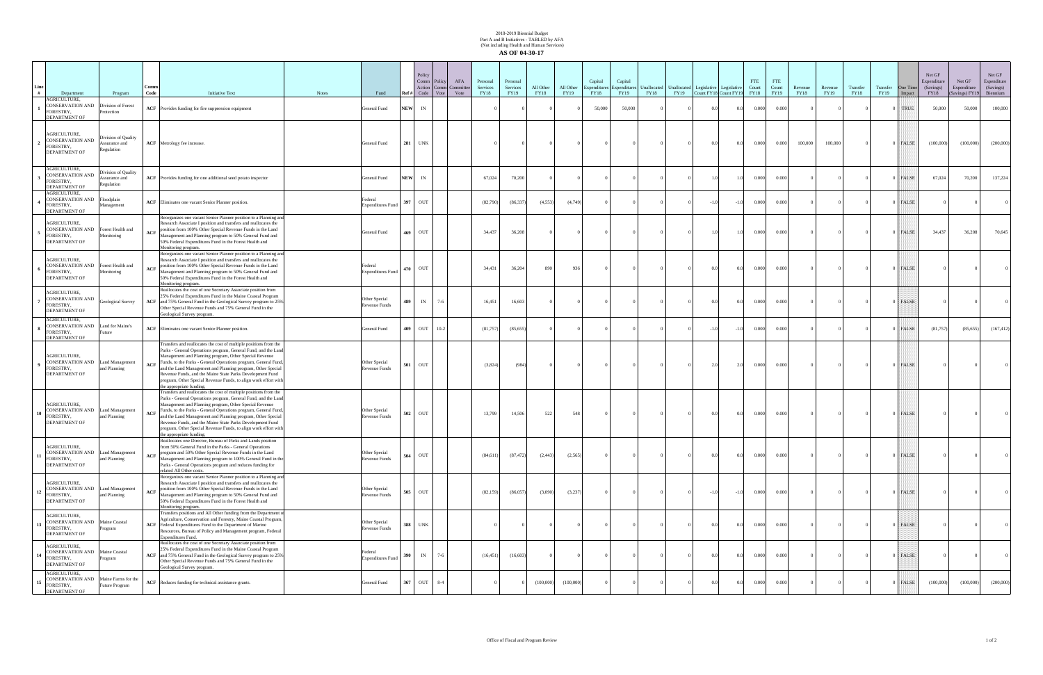2018-2019 Biennial Budget
Part A and B Initiatives - TABLED by AFA
(Not including Health and Human Services)

**AS OF 04-30-17**

| Line # | Department | Program | Comm Code | Initiative Text | Notes | Fund | Ref # | Policy Comm Action Code | Policy Comm Vote | AFA Committee Vote | Personal Services FY18 | Personal Services FY19 | All Other FY18 | All Other FY19 | Capital Expenditures FY18 | Capital Expenditures FY19 | Unallocated FY18 | Unallocated FY19 | Legislative Count FY18 | Legislative Count FY19 | FTE Count FY18 | FTE Count FY19 | Revenue FY18 | Revenue FY19 | Transfer FY18 | Transfer FY19 | One Time Impact | Net GF Expenditure (Savings) FY18 | Net GF Expenditure (Savings) FY19 | Net GF Expenditure (Savings) Biennium |
|---|---|---|---|---|---|---|---|---|---|---|---|---|---|---|---|---|---|---|---|---|---|---|---|---|---|---|---|---|---|---|
| 1 | AGRICULTURE, CONSERVATION AND FORESTRY, DEPARTMENT OF | Division of Forest Protection | ACF | Provides funding for fire suppression equipment | | General Fund | NEW | IN | | | 0 | 0 | 0 | 0 | 50,000 | 50,000 | 0 | 0 | 0.0 | 0.0 | 0.000 | 0.000 | 0 | 0 | 0 | 0 | TRUE | 50,000 | 50,000 | 100,000 |
| 2 | AGRICULTURE, CONSERVATION AND FORESTRY, DEPARTMENT OF | Division of Quality Assurance and Regulation | ACF | Metrology fee increase. | | General Fund | 281 | UNK | | | 0 | 0 | 0 | 0 | 0 | 0 | 0 | 0 | 0.0 | 0.0 | 0.000 | 0.000 | 100,000 | 100,000 | 0 | 0 | FALSE | (100,000) | (100,000) | (200,000) |
| 3 | AGRICULTURE, CONSERVATION AND FORESTRY, DEPARTMENT OF | Division of Quality Assurance and Regulation | ACF | Provides funding for one additional seed potato inspector | | General Fund | NEW | IN | | | 67,024 | 70,200 | 0 | 0 | 0 | 0 | 0 | 0 | 1.0 | 1.0 | 0.000 | 0.000 | 0 | 0 | 0 | 0 | FALSE | 67,024 | 70,200 | 137,224 |
| 4 | AGRICULTURE, CONSERVATION AND FORESTRY, DEPARTMENT OF | Floodplain Management | ACF | Eliminates one vacant Senior Planner position. | | Federal Expenditures Fund | 397 | OUT | | | (82,790) | (86,337) | (4,553) | (4,749) | 0 | 0 | 0 | 0 | -1.0 | -1.0 | 0.000 | 0.000 | 0 | 0 | 0 | 0 | FALSE | 0 | 0 | 0 |
| 5 | AGRICULTURE, CONSERVATION AND FORESTRY, DEPARTMENT OF | Forest Health and Monitoring | ACF | Reorganizes one vacant Senior Planner position to a Planning and Research Associate I position and transfers and reallocates the position from 100% Other Special Revenue Funds in the Land Management and Planning program to 50% General Fund and 50% Federal Expenditures Fund in the Forest Health and Monitoring program. | | General Fund | 469 | OUT | | | 34,437 | 36,208 | 0 | 0 | 0 | 0 | 0 | 0 | 1.0 | 1.0 | 0.000 | 0.000 | 0 | 0 | 0 | 0 | FALSE | 34,437 | 36,208 | 70,645 |
| 6 | AGRICULTURE, CONSERVATION AND FORESTRY, DEPARTMENT OF | Forest Health and Monitoring | ACF | Reorganizes one vacant Senior Planner position to a Planning and Research Associate I position and transfers and reallocates the position from 100% Other Special Revenue Funds in the Land Management and Planning program to 50% General Fund and 50% Federal Expenditures Fund in the Forest Health and Monitoring program. | | Federal Expenditures Fund | 470 | OUT | | | 34,431 | 36,204 | 890 | 936 | 0 | 0 | 0 | 0 | 0.0 | 0.0 | 0.000 | 0.000 | 0 | 0 | 0 | 0 | FALSE | 0 | 0 | 0 |
| 7 | AGRICULTURE, CONSERVATION AND FORESTRY, DEPARTMENT OF | Geological Survey | ACF | Reallocates the cost of one Secretary Associate position from 25% Federal Expenditures Fund in the Maine Coastal Program and 75% General Fund in the Geological Survey program to 25% Other Special Revenue Funds and 75% General Fund in the Geological Survey program. | | Other Special Revenue Funds | 489 | IN | 7-6 | | 16,451 | 16,603 | 0 | 0 | 0 | 0 | 0 | 0 | 0.0 | 0.0 | 0.000 | 0.000 | 0 | 0 | 0 | 0 | FALSE | 0 | 0 | 0 |
| 8 | AGRICULTURE, CONSERVATION AND FORESTRY, DEPARTMENT OF | Land for Maine's Future | ACF | Eliminates one vacant Senior Planner position. | | General Fund | 409 | OUT | 10-2 | | (81,757) | (85,655) | 0 | 0 | 0 | 0 | 0 | 0 | -1.0 | -1.0 | 0.000 | 0.000 | 0 | 0 | 0 | 0 | FALSE | (81,757) | (85,655) | (167,412) |
| 9 | AGRICULTURE, CONSERVATION AND FORESTRY, DEPARTMENT OF | Land Management and Planning | ACF | Transfers and reallocates the cost of multiple positions from the Parks - General Operations program, General Fund, and the Land Management and Planning program, Other Special Revenue Funds, to the Parks - General Operations program, General Fund, and the Land Management and Planning program, Other Special Revenue Funds, and the Maine State Parks Development Fund program, Other Special Revenue Funds, to align work effort with the appropriate funding. | | Other Special Revenue Funds | 501 | OUT | | | (3,824) | (984) | 0 | 0 | 0 | 0 | 0 | 0 | 2.0 | 2.0 | 0.000 | 0.000 | 0 | 0 | 0 | 0 | FALSE | 0 | 0 | 0 |
| 10 | AGRICULTURE, CONSERVATION AND FORESTRY, DEPARTMENT OF | Land Management and Planning | ACF | Transfers and reallocates the cost of multiple positions from the Parks - General Operations program, General Fund, and the Land Management and Planning program, Other Special Revenue Funds, to the Parks - General Operations program, General Fund, and the Land Management and Planning program, Other Special Revenue Funds, and the Maine State Parks Development Fund program, Other Special Revenue Funds, to align work effort with the appropriate funding. | | Other Special Revenue Funds | 502 | OUT | | | 13,799 | 14,506 | 522 | 548 | 0 | 0 | 0 | 0 | 0.0 | 0.0 | 0.000 | 0.000 | 0 | 0 | 0 | 0 | FALSE | 0 | 0 | 0 |
| 11 | AGRICULTURE, CONSERVATION AND FORESTRY, DEPARTMENT OF | Land Management and Planning | ACF | Reallocates one Director, Bureau of Parks and Lands position from 50% General Fund in the Parks - General Operations program and 50% Other Special Revenue Funds in the Land Management and Planning program to 100% General Fund in the Parks - General Operations program and reduces funding for related All Other costs. | | Other Special Revenue Funds | 504 | OUT | | | (84,611) | (87,472) | (2,443) | (2,565) | 0 | 0 | 0 | 0 | 0.0 | 0.0 | 0.000 | 0.000 | 0 | 0 | 0 | 0 | FALSE | 0 | 0 | 0 |
| 12 | AGRICULTURE, CONSERVATION AND FORESTRY, DEPARTMENT OF | Land Management and Planning | ACF | Reorganizes one vacant Senior Planner position to a Planning and Research Associate I position and transfers and reallocates the position from 100% Other Special Revenue Funds in the Land Management and Planning program to 50% General Fund and 50% Federal Expenditures Fund in the Forest Health and Monitoring program. | | Other Special Revenue Funds | 505 | OUT | | | (82,159) | (86,057) | (3,090) | (3,237) | 0 | 0 | 0 | 0 | -1.0 | -1.0 | 0.000 | 0.000 | 0 | 0 | 0 | 0 | FALSE | 0 | 0 | 0 |
| 13 | AGRICULTURE, CONSERVATION AND FORESTRY, DEPARTMENT OF | Maine Coastal Program | ACF | Transfers positions and All Other funding from the Department of Agriculture, Conservation and Forestry, Maine Coastal Program, Federal Expenditures Fund to the Department of Marine Resources, Bureau of Policy and Management program, Federal Expenditures Fund. | | Other Special Revenue Funds | 388 | UNK | | | 0 | 0 | 0 | 0 | 0 | 0 | 0 | 0 | 0.0 | 0.0 | 0.000 | 0.000 | 0 | 0 | 0 | 0 | FALSE | 0 | 0 | 0 |
| 14 | AGRICULTURE, CONSERVATION AND FORESTRY, DEPARTMENT OF | Maine Coastal Program | ACF | Reallocates the cost of one Secretary Associate position from 25% Federal Expenditures Fund in the Maine Coastal Program and 75% General Fund in the Geological Survey program to 25% Other Special Revenue Funds and 75% General Fund in the Geological Survey program. | | Federal Expenditures Fund | 390 | IN | 7-6 | | (16,451) | (16,603) | 0 | 0 | 0 | 0 | 0 | 0 | 0.0 | 0.0 | 0.000 | 0.000 | 0 | 0 | 0 | 0 | FALSE | 0 | 0 | 0 |
| 15 | AGRICULTURE, CONSERVATION AND FORESTRY, DEPARTMENT OF | Maine Farms for the Future Program | ACF | Reduces funding for technical assistance grants. | | General Fund | 367 | OUT | 8-4 | | 0 | 0 | (100,000) | (100,000) | 0 | 0 | 0 | 0 | 0.0 | 0.0 | 0.000 | 0.000 | 0 | 0 | 0 | 0 | FALSE | (100,000) | (100,000) | (200,000) |

Office of Fiscal and Program Review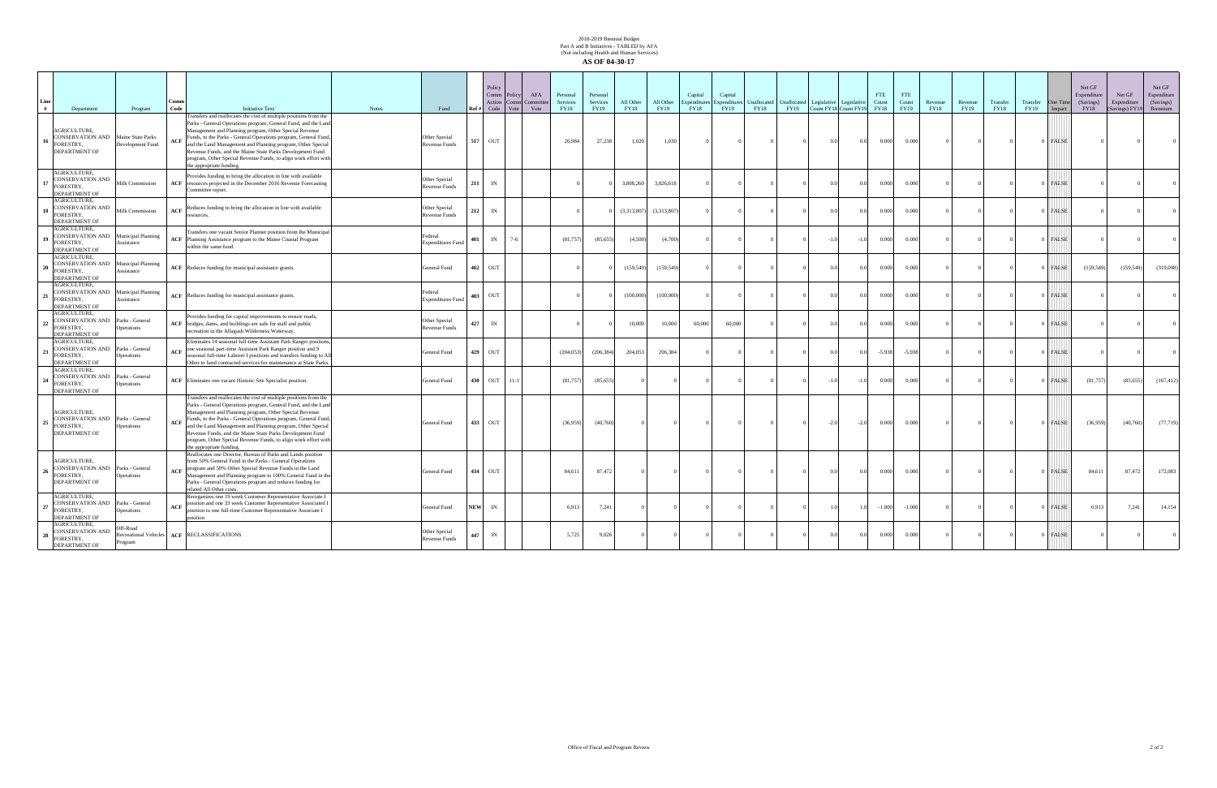2018-2019 Biennial Budget
Part A and B Initiatives - TABLED by AFA
(Not including Health and Human Services)

**AS OF 04-30-17**

| Line # | Department | Program | Comm Code | Initiative Text | Notes | Fund | Ref # | Policy Comm Action Code | Policy Comm Vote | AFA Committee Vote | Personal Services FY18 | Personal Services FY19 | All Other FY18 | All Other FY19 | Capital Expenditures FY18 | Capital Expenditures FY19 | Unallocated FY18 | Unallocated FY19 | Legislative Count FY18 | Legislative Count FY19 | FTE Count FY18 | FTE Count FY19 | Revenue FY18 | Revenue FY19 | Transfer FY18 | Transfer FY19 | One Time Impact | Net GF Expenditure (Savings) FY18 | Net GF Expenditure (Savings) FY19 | Net GF Expenditure (Savings) Biennium |
|---|---|---|---|---|---|---|---|---|---|---|---|---|---|---|---|---|---|---|---|---|---|---|---|---|---|---|---|---|---|---|
| 16 | AGRICULTURE, CONSERVATION AND FORESTRY, DEPARTMENT OF | Maine State Parks Development Fund | ACF | Transfers and reallocates the cost of multiple positions from the Parks - General Operations program, General Fund, and the Land Management and Planning program, Other Special Revenue Funds, to the Parks - General Operations program, General Fund, and the Land Management and Planning program, Other Special Revenue Funds, and the Maine State Parks Development Fund program, Other Special Revenue Funds, to align work effort with the appropriate funding. | | Other Special Revenue Funds | 517 | OUT | | | 26,984 | 27,238 | 1,020 | 1,030 | 0 | 0 | 0 | 0 | 0.0 | 0.0 | 0.000 | 0.000 | 0 | 0 | 0 | 0 | FALSE | 0 | 0 | 0 |
| 17 | AGRICULTURE, CONSERVATION AND FORESTRY, DEPARTMENT OF | Milk Commission | ACF | Provides funding to bring the allocation in line with available resources projected in the December 2016 Revenue Forecasting Committee report. | | Other Special Revenue Funds | 211 | IN | | | 0 | 0 | 3,808,260 | 3,826,618 | 0 | 0 | 0 | 0 | 0.0 | 0.0 | 0.000 | 0.000 | 0 | 0 | 0 | 0 | FALSE | 0 | 0 | 0 |
| 18 | AGRICULTURE, CONSERVATION AND FORESTRY, DEPARTMENT OF | Milk Commission | ACF | Reduces funding to bring the allocation in line with available resources. | | Other Special Revenue Funds | 212 | IN | | | 0 | 0 | (3,313,807) | (3,313,807) | 0 | 0 | 0 | 0 | 0.0 | 0.0 | 0.000 | 0.000 | 0 | 0 | 0 | 0 | FALSE | 0 | 0 | 0 |
| 19 | AGRICULTURE, CONSERVATION AND FORESTRY, DEPARTMENT OF | Municipal Planning Assistance | ACF | Transfers one vacant Senior Planner position from the Municipal Planning Assistance program to the Maine Coastal Program within the same fund. | | Federal Expenditures Fund | 401 | IN | 7-6 | | (81,757) | (85,655) | (4,500) | (4,700) | 0 | 0 | 0 | 0 | -1.0 | -1.0 | 0.000 | 0.000 | 0 | 0 | 0 | 0 | FALSE | 0 | 0 | 0 |
| 20 | AGRICULTURE, CONSERVATION AND FORESTRY, DEPARTMENT OF | Municipal Planning Assistance | ACF | Reduces funding for municipal assistance grants. | | General Fund | 402 | OUT | | | 0 | 0 | (159,549) | (159,549) | 0 | 0 | 0 | 0 | 0.0 | 0.0 | 0.000 | 0.000 | 0 | 0 | 0 | 0 | FALSE | (159,549) | (159,549) | (319,098) |
| 21 | AGRICULTURE, CONSERVATION AND FORESTRY, DEPARTMENT OF | Municipal Planning Assistance | ACF | Reduces funding for municipal assistance grants. | | Federal Expenditures Fund | 403 | OUT | | | 0 | 0 | (100,000) | (100,000) | 0 | 0 | 0 | 0 | 0.0 | 0.0 | 0.000 | 0.000 | 0 | 0 | 0 | 0 | FALSE | 0 | 0 | 0 |
| 22 | AGRICULTURE, CONSERVATION AND FORESTRY, DEPARTMENT OF | Parks - General Operations | ACF | Provides funding for capital improvements to ensure roads, bridges, dams, and buildings are safe for staff and public recreation in the Allagash Wilderness Waterway. | | Other Special Revenue Funds | 427 | IN | | | 0 | 0 | 10,000 | 10,000 | 60,000 | 60,000 | 0 | 0 | 0.0 | 0.0 | 0.000 | 0.000 | 0 | 0 | 0 | 0 | FALSE | 0 | 0 | 0 |
| 23 | AGRICULTURE, CONSERVATION AND FORESTRY, DEPARTMENT OF | Parks - General Operations | ACF | Eliminates 14 seasonal full-time Assistant Park Ranger positions, one seasonal part-time Assistant Park Ranger position and 9 seasonal full-time Laborer I positions and transfers funding to All Other to fund contracted services for maintenance at State Parks. | | General Fund | 429 | OUT | | | (204,053) | (206,384) | 204,053 | 206,384 | 0 | 0 | 0 | 0 | 0.0 | 0.0 | -5.938 | -5.938 | 0 | 0 | 0 | 0 | FALSE | 0 | 0 | 0 |
| 24 | AGRICULTURE, CONSERVATION AND FORESTRY, DEPARTMENT OF | Parks - General Operations | ACF | Eliminates one vacant Historic Site Specialist position. | | General Fund | 430 | OUT | 11-1 | | (81,757) | (85,655) | 0 | 0 | 0 | 0 | 0 | 0 | -1.0 | -1.0 | 0.000 | 0.000 | 0 | 0 | 0 | 0 | FALSE | (81,757) | (85,655) | (167,412) |
| 25 | AGRICULTURE, CONSERVATION AND FORESTRY, DEPARTMENT OF | Parks - General Operations | ACF | Transfers and reallocates the cost of multiple positions from the Parks - General Operations program, General Fund, and the Land Management and Planning program, Other Special Revenue Funds, to the Parks - General Operations program, General Fund, and the Land Management and Planning program, Other Special Revenue Funds, and the Maine State Parks Development Fund program, Other Special Revenue Funds, to align work effort with the appropriate funding. | | General Fund | 433 | OUT | | | (36,959) | (40,760) | 0 | 0 | 0 | 0 | 0 | 0 | -2.0 | -2.0 | 0.000 | 0.000 | 0 | 0 | 0 | 0 | FALSE | (36,959) | (40,760) | (77,719) |
| 26 | AGRICULTURE, CONSERVATION AND FORESTRY, DEPARTMENT OF | Parks - General Operations | ACF | Reallocates one Director, Bureau of Parks and Lands position from 50% General Fund in the Parks - General Operations program and 50% Other Special Revenue Funds in the Land Management and Planning program to 100% General Fund in the Parks - General Operations program and reduces funding for related All Other costs. | | General Fund | 434 | OUT | | | 84,611 | 87,472 | 0 | 0 | 0 | 0 | 0 | 0 | 0.0 | 0.0 | 0.000 | 0.000 | 0 | 0 | 0 | 0 | FALSE | 84,611 | 87,472 | 172,083 |
| 27 | AGRICULTURE, CONSERVATION AND FORESTRY, DEPARTMENT OF | Parks - General Operations | ACF | Reorganizes one 19 week Customer Representative Associate I position and one 33 week Customer Representative Associate I position to one full-time Customer Representative Associate I position | | General Fund | NEW | IN | | | 6,913 | 7,241 | 0 | 0 | 0 | 0 | 0 | 0 | 1.0 | 1.0 | -1.000 | -1.000 | 0 | 0 | 0 | 0 | FALSE | 6,913 | 7,241 | 14,154 |
| 28 | AGRICULTURE, CONSERVATION AND FORESTRY, DEPARTMENT OF | Off-Road Recreational Vehicles Program | ACF | RECLASSIFICATIONS | | Other Special Revenue Funds | 447 | IN | | | 5,725 | 9,026 | 0 | 0 | 0 | 0 | 0 | 0 | 0.0 | 0.0 | 0.000 | 0.000 | 0 | 0 | 0 | 0 | FALSE | 0 | 0 | 0 |

Office of Fiscal and Program Review